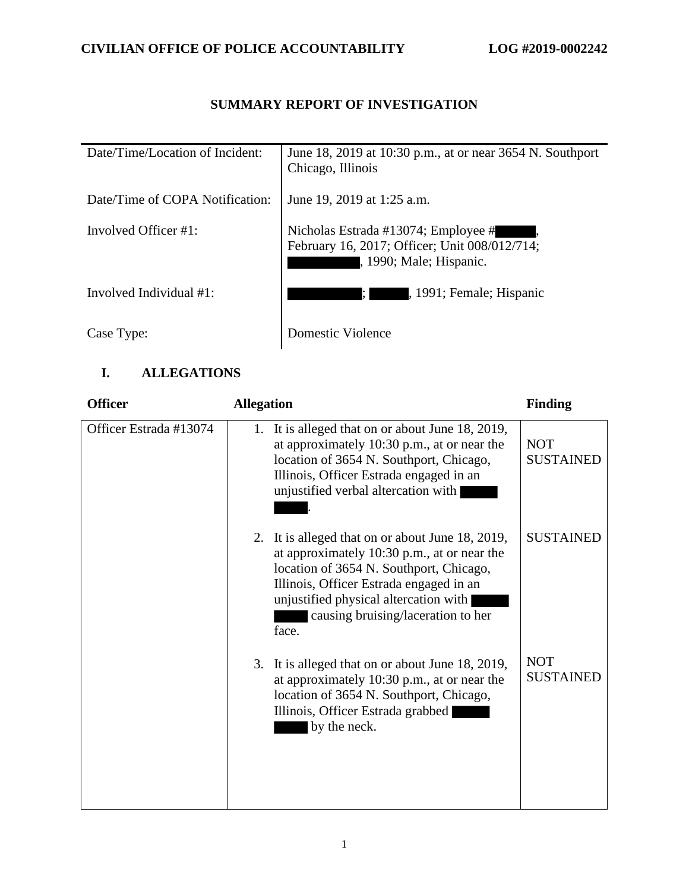**CIVILIAN OFFICE OF POLICE ACCOUNTABILITY** **LOG #2019-0002242**

# SUMMARY REPORT OF INVESTIGATION

| | |
|---|---|
| Date/Time/Location of Incident: | June 18, 2019 at 10:30 p.m., at or near 3654 N. Southport Chicago, Illinois |
| Date/Time of COPA Notification: | June 19, 2019 at 1:25 a.m. |
| Involved Officer #1: | Nicholas Estrada #13074; Employee # ██████, February 16, 2017; Officer; Unit 008/012/714; ██████████, 1990; Male; Hispanic. |
| Involved Individual #1: | ██████████; ██████, 1991; Female; Hispanic |
| Case Type: | Domestic Violence |

## I. ALLEGATIONS

| Officer | Allegation | Finding |
|---|---|---|
| Officer Estrada #13074 | 1. It is alleged that on or about June 18, 2019, at approximately 10:30 p.m., at or near the location of 3654 N. Southport, Chicago, Illinois, Officer Estrada engaged in an unjustified verbal altercation with ██████ ██████. | NOT SUSTAINED |
| | 2. It is alleged that on or about June 18, 2019, at approximately 10:30 p.m., at or near the location of 3654 N. Southport, Chicago, Illinois, Officer Estrada engaged in an unjustified physical altercation with ██████ ██████ causing bruising/laceration to her face. | SUSTAINED |
| | 3. It is alleged that on or about June 18, 2019, at approximately 10:30 p.m., at or near the location of 3654 N. Southport, Chicago, Illinois, Officer Estrada grabbed ██████ ██████ by the neck. | NOT SUSTAINED |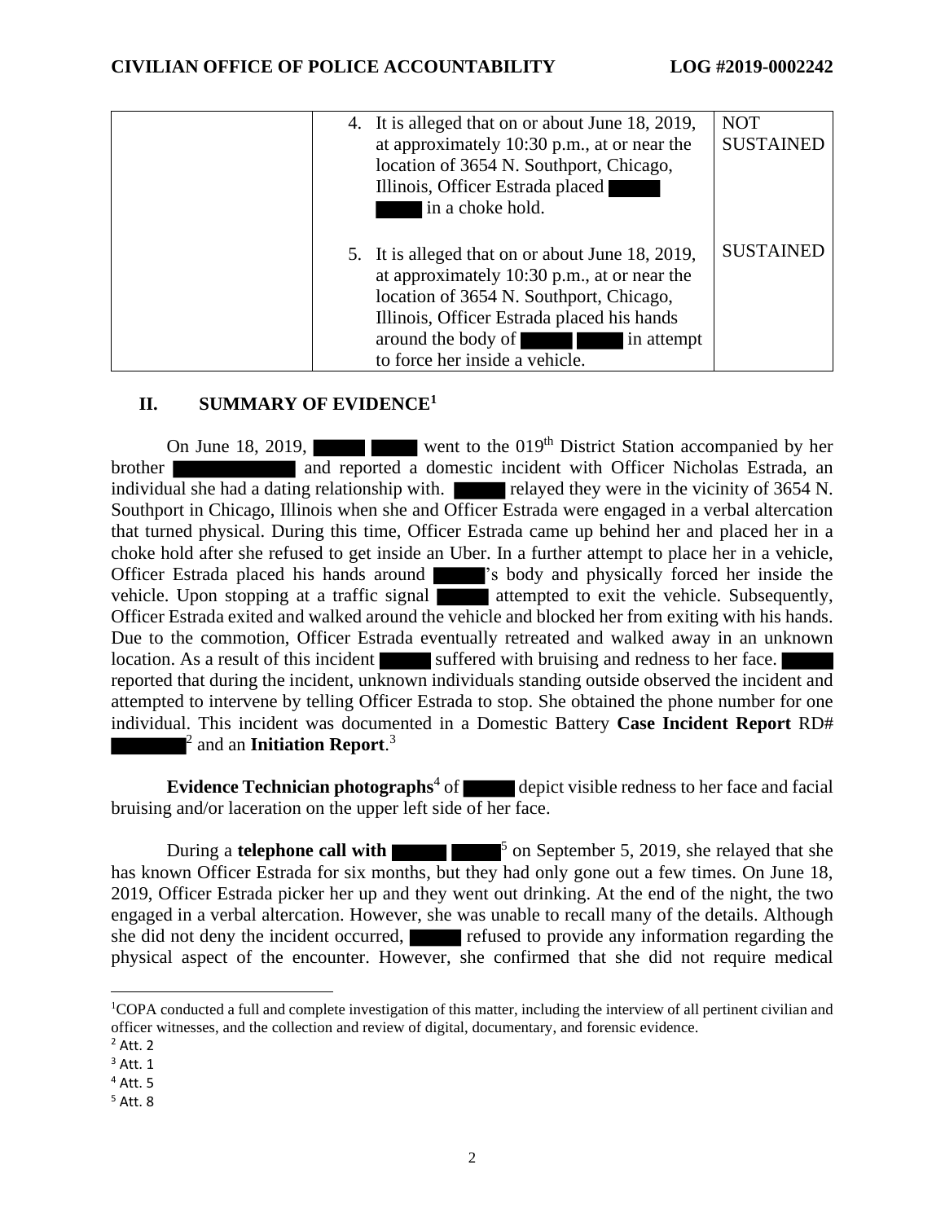| | | |
|---|---|---|
| | 4. It is alleged that on or about June 18, 2019, at approximately 10:30 p.m., at or near the location of 3654 N. Southport, Chicago, Illinois, Officer Estrada placed ██████ ██████ in a choke hold. | NOT SUSTAINED |
| | 5. It is alleged that on or about June 18, 2019, at approximately 10:30 p.m., at or near the location of 3654 N. Southport, Chicago, Illinois, Officer Estrada placed his hands around the body of ██████ ██████ in attempt to force her inside a vehicle. | SUSTAINED |

## II. SUMMARY OF EVIDENCE[1]

On June 18, 2019, ██████ ██████ went to the 019th District Station accompanied by her brother ██████████ and reported a domestic incident with Officer Nicholas Estrada, an individual she had a dating relationship with. ██████ relayed they were in the vicinity of 3654 N. Southport in Chicago, Illinois when she and Officer Estrada were engaged in a verbal altercation that turned physical. During this time, Officer Estrada came up behind her and placed her in a choke hold after she refused to get inside an Uber. In a further attempt to place her in a vehicle, Officer Estrada placed his hands around ██████'s body and physically forced her inside the vehicle. Upon stopping at a traffic signal ██████ attempted to exit the vehicle. Subsequently, Officer Estrada exited and walked around the vehicle and blocked her from exiting with his hands. Due to the commotion, Officer Estrada eventually retreated and walked away in an unknown location. As a result of this incident ██████ suffered with bruising and redness to her face. ██████ reported that during the incident, unknown individuals standing outside observed the incident and attempted to intervene by telling Officer Estrada to stop. She obtained the phone number for one individual. This incident was documented in a Domestic Battery **Case Incident Report** RD# ██████[2] and an **Initiation Report**.[3]

**Evidence Technician photographs**[4] of ██████ depict visible redness to her face and facial bruising and/or laceration on the upper left side of her face.

During a **telephone call with ██████ ██████**[5] on September 5, 2019, she relayed that she has known Officer Estrada for six months, but they had only gone out a few times. On June 18, 2019, Officer Estrada picker her up and they went out drinking. At the end of the night, the two engaged in a verbal altercation. However, she was unable to recall many of the details. Although she did not deny the incident occurred, ██████ refused to provide any information regarding the physical aspect of the encounter. However, she confirmed that she did not require medical

---

[1] COPA conducted a full and complete investigation of this matter, including the interview of all pertinent civilian and officer witnesses, and the collection and review of digital, documentary, and forensic evidence.

[2] Att. 2

[3] Att. 1

[4] Att. 5

[5] Att. 8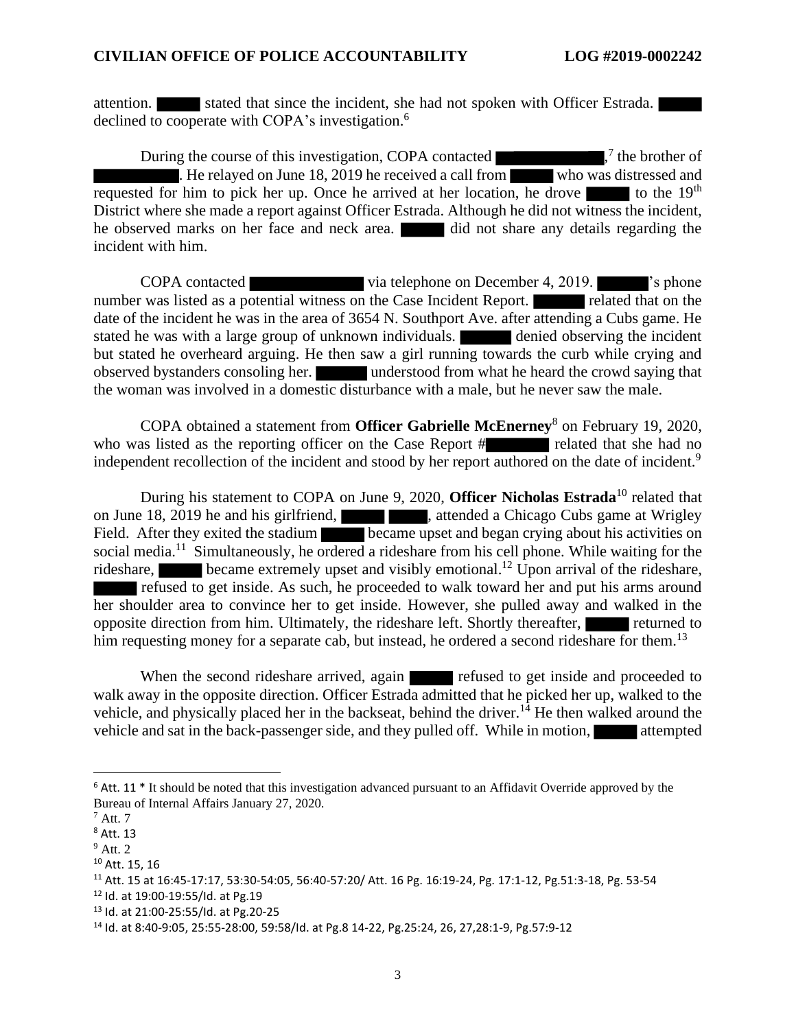attention. ▇▇▇ stated that since the incident, she had not spoken with Officer Estrada. ▇▇▇ declined to cooperate with COPA's investigation.[6]

During the course of this investigation, COPA contacted ▇▇▇▇▇▇,[7] the brother of ▇▇▇▇▇. He relayed on June 18, 2019 he received a call from ▇▇▇ who was distressed and requested for him to pick her up. Once he arrived at her location, he drove ▇▇▇ to the 19th District where she made a report against Officer Estrada. Although he did not witness the incident, he observed marks on her face and neck area. ▇▇▇ did not share any details regarding the incident with him.

COPA contacted ▇▇▇▇▇▇ via telephone on December 4, 2019. ▇▇▇'s phone number was listed as a potential witness on the Case Incident Report. ▇▇▇ related that on the date of the incident he was in the area of 3654 N. Southport Ave. after attending a Cubs game. He stated he was with a large group of unknown individuals. ▇▇▇ denied observing the incident but stated he overheard arguing. He then saw a girl running towards the curb while crying and observed bystanders consoling her. ▇▇▇ understood from what he heard the crowd saying that the woman was involved in a domestic disturbance with a male, but he never saw the male.

COPA obtained a statement from **Officer Gabrielle McEnerney**[8] on February 19, 2020, who was listed as the reporting officer on the Case Report #▇▇▇▇ related that she had no independent recollection of the incident and stood by her report authored on the date of incident.[9]

During his statement to COPA on June 9, 2020, **Officer Nicholas Estrada**[10] related that on June 18, 2019 he and his girlfriend, ▇▇▇ ▇▇▇, attended a Chicago Cubs game at Wrigley Field. After they exited the stadium ▇▇▇ became upset and began crying about his activities on social media.[11] Simultaneously, he ordered a rideshare from his cell phone. While waiting for the rideshare, ▇▇▇ became extremely upset and visibly emotional.[12] Upon arrival of the rideshare, ▇▇▇ refused to get inside. As such, he proceeded to walk toward her and put his arms around her shoulder area to convince her to get inside. However, she pulled away and walked in the opposite direction from him. Ultimately, the rideshare left. Shortly thereafter, ▇▇▇ returned to him requesting money for a separate cab, but instead, he ordered a second rideshare for them.[13]

When the second rideshare arrived, again ▇▇▇ refused to get inside and proceeded to walk away in the opposite direction. Officer Estrada admitted that he picked her up, walked to the vehicle, and physically placed her in the backseat, behind the driver.[14] He then walked around the vehicle and sat in the back-passenger side, and they pulled off. While in motion, ▇▇▇ attempted

---

[6] Att. 11 * It should be noted that this investigation advanced pursuant to an Affidavit Override approved by the Bureau of Internal Affairs January 27, 2020.

[7] Att. 7

[8] Att. 13

[9] Att. 2

[10] Att. 15, 16

[11] Att. 15 at 16:45-17:17, 53:30-54:05, 56:40-57:20/ Att. 16 Pg. 16:19-24, Pg. 17:1-12, Pg.51:3-18, Pg. 53-54

[12] Id. at 19:00-19:55/Id. at Pg.19

[13] Id. at 21:00-25:55/Id. at Pg.20-25

[14] Id. at 8:40-9:05, 25:55-28:00, 59:58/Id. at Pg.8 14-22, Pg.25:24, 26, 27,28:1-9, Pg.57:9-12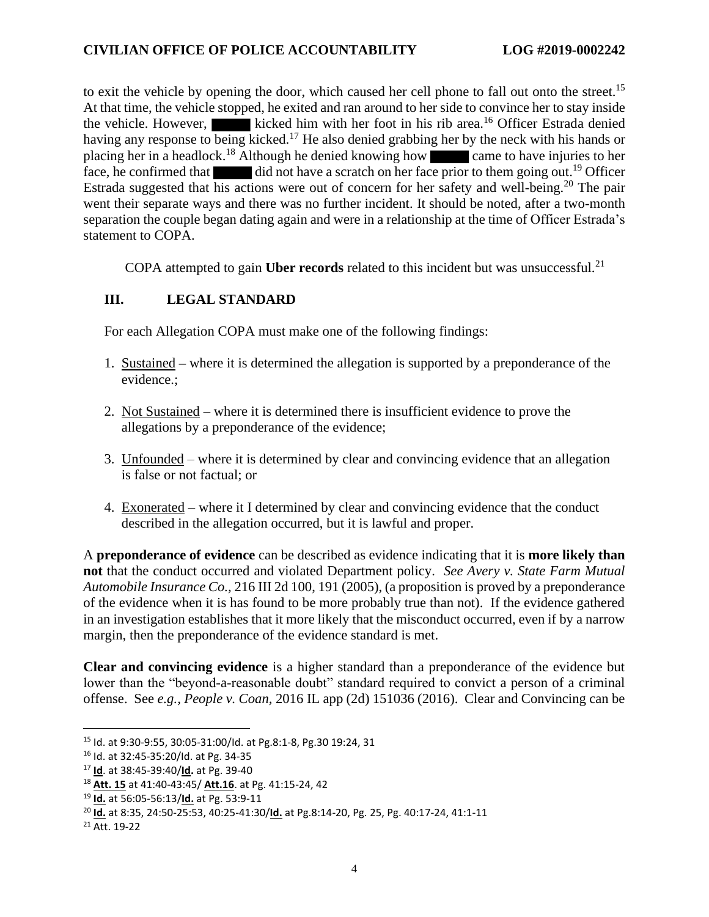to exit the vehicle by opening the door, which caused her cell phone to fall out onto the street.[15] At that time, the vehicle stopped, he exited and ran around to her side to convince her to stay inside the vehicle. However, ██████ kicked him with her foot in his rib area.[16] Officer Estrada denied having any response to being kicked.[17] He also denied grabbing her by the neck with his hands or placing her in a headlock.[18] Although he denied knowing how ██████ came to have injuries to her face, he confirmed that ██████ did not have a scratch on her face prior to them going out.[19] Officer Estrada suggested that his actions were out of concern for her safety and well-being.[20] The pair went their separate ways and there was no further incident. It should be noted, after a two-month separation the couple began dating again and were in a relationship at the time of Officer Estrada's statement to COPA.

COPA attempted to gain **Uber records** related to this incident but was unsuccessful.[21]

## III. LEGAL STANDARD

For each Allegation COPA must make one of the following findings:

1. Sustained **–** where it is determined the allegation is supported by a preponderance of the evidence.;
2. Not Sustained – where it is determined there is insufficient evidence to prove the allegations by a preponderance of the evidence;
3. Unfounded – where it is determined by clear and convincing evidence that an allegation is false or not factual; or
4. Exonerated – where it I determined by clear and convincing evidence that the conduct described in the allegation occurred, but it is lawful and proper.

A **preponderance of evidence** can be described as evidence indicating that it is **more likely than not** that the conduct occurred and violated Department policy. *See Avery v. State Farm Mutual Automobile Insurance Co.*, 216 III 2d 100, 191 (2005), (a proposition is proved by a preponderance of the evidence when it is has found to be more probably true than not). If the evidence gathered in an investigation establishes that it more likely that the misconduct occurred, even if by a narrow margin, then the preponderance of the evidence standard is met.

**Clear and convincing evidence** is a higher standard than a preponderance of the evidence but lower than the "beyond-a-reasonable doubt" standard required to convict a person of a criminal offense. See *e.g., People v. Coan*, 2016 IL app (2d) 151036 (2016). Clear and Convincing can be

---

[15] Id. at 9:30-9:55, 30:05-31:00/Id. at Pg.8:1-8, Pg.30 19:24, 31

[16] Id. at 32:45-35:20/Id. at Pg. 34-35

[17] **Id**. at 38:45-39:40/**Id.** at Pg. 39-40

[18] **Att. 15** at 41:40-43:45/ **Att.16**. at Pg. 41:15-24, 42

[19] **Id.** at 56:05-56:13/**Id.** at Pg. 53:9-11

[20] **Id.** at 8:35, 24:50-25:53, 40:25-41:30/**Id.** at Pg.8:14-20, Pg. 25, Pg. 40:17-24, 41:1-11

[21] Att. 19-22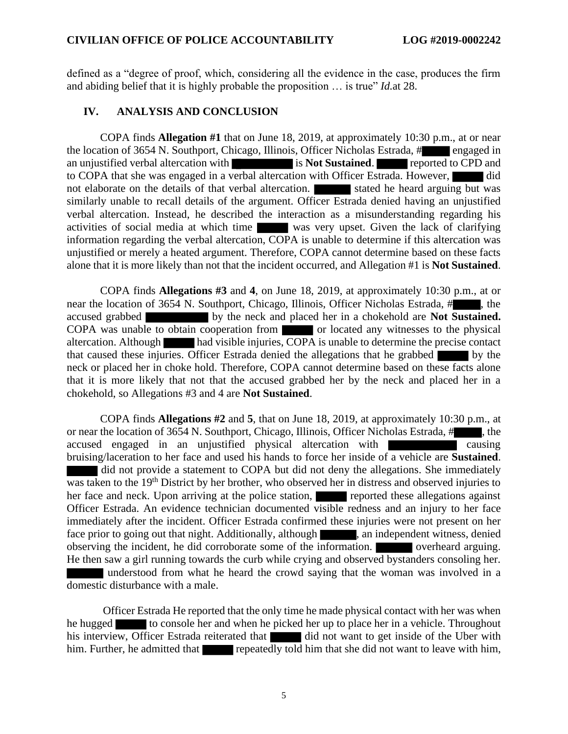defined as a "degree of proof, which, considering all the evidence in the case, produces the firm and abiding belief that it is highly probable the proposition … is true" *Id.*at 28.

## IV. ANALYSIS AND CONCLUSION

COPA finds **Allegation #1** that on June 18, 2019, at approximately 10:30 p.m., at or near the location of 3654 N. Southport, Chicago, Illinois, Officer Nicholas Estrada, #█████ engaged in an unjustified verbal altercation with ██████████ is **Not Sustained**. █████ reported to CPD and to COPA that she was engaged in a verbal altercation with Officer Estrada. However, █████ did not elaborate on the details of that verbal altercation. ██████ stated he heard arguing but was similarly unable to recall details of the argument. Officer Estrada denied having an unjustified verbal altercation. Instead, he described the interaction as a misunderstanding regarding his activities of social media at which time █████ was very upset. Given the lack of clarifying information regarding the verbal altercation, COPA is unable to determine if this altercation was unjustified or merely a heated argument. Therefore, COPA cannot determine based on these facts alone that it is more likely than not that the incident occurred, and Allegation #1 is **Not Sustained**.

COPA finds **Allegations #3** and **4**, on June 18, 2019, at approximately 10:30 p.m., at or near the location of 3654 N. Southport, Chicago, Illinois, Officer Nicholas Estrada, #█████, the accused grabbed ██████████ by the neck and placed her in a chokehold are **Not Sustained.** COPA was unable to obtain cooperation from █████ or located any witnesses to the physical altercation. Although █████ had visible injuries, COPA is unable to determine the precise contact that caused these injuries. Officer Estrada denied the allegations that he grabbed █████ by the neck or placed her in choke hold. Therefore, COPA cannot determine based on these facts alone that it is more likely that not that the accused grabbed her by the neck and placed her in a chokehold, so Allegations #3 and 4 are **Not Sustained**.

COPA finds **Allegations #2** and **5**, that on June 18, 2019, at approximately 10:30 p.m., at or near the location of 3654 N. Southport, Chicago, Illinois, Officer Nicholas Estrada, #█████, the accused engaged in an unjustified physical altercation with ██████████ causing bruising/laceration to her face and used his hands to force her inside of a vehicle are **Sustained**. █████ did not provide a statement to COPA but did not deny the allegations. She immediately was taken to the 19th District by her brother, who observed her in distress and observed injuries to her face and neck. Upon arriving at the police station, █████ reported these allegations against Officer Estrada. An evidence technician documented visible redness and an injury to her face immediately after the incident. Officer Estrada confirmed these injuries were not present on her face prior to going out that night. Additionally, although ██████, an independent witness, denied observing the incident, he did corroborate some of the information. ██████ overheard arguing. He then saw a girl running towards the curb while crying and observed bystanders consoling her. ██████ understood from what he heard the crowd saying that the woman was involved in a domestic disturbance with a male.

Officer Estrada He reported that the only time he made physical contact with her was when he hugged █████ to console her and when he picked her up to place her in a vehicle. Throughout his interview, Officer Estrada reiterated that █████ did not want to get inside of the Uber with him. Further, he admitted that █████ repeatedly told him that she did not want to leave with him,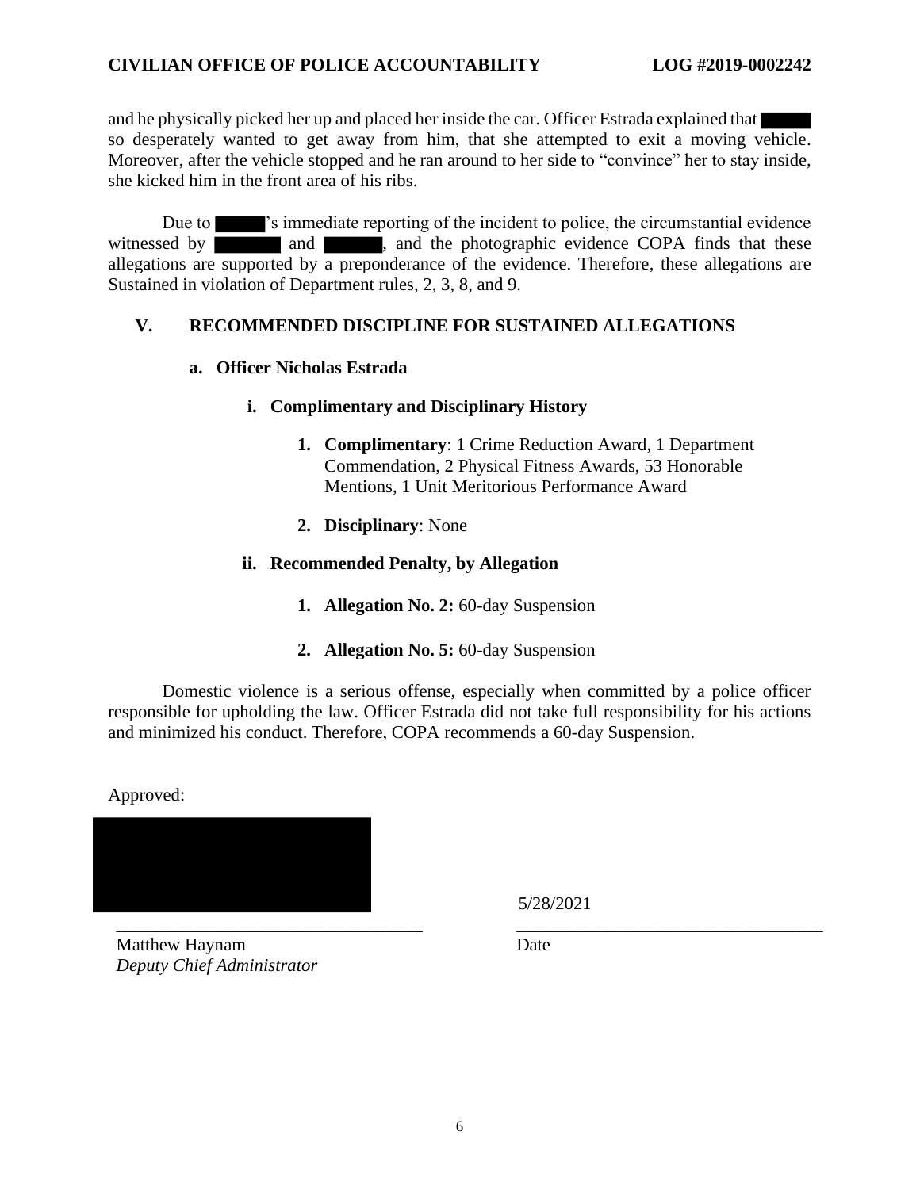and he physically picked her up and placed her inside the car. Officer Estrada explained that ████ so desperately wanted to get away from him, that she attempted to exit a moving vehicle. Moreover, after the vehicle stopped and he ran around to her side to "convince" her to stay inside, she kicked him in the front area of his ribs.

Due to ████'s immediate reporting of the incident to police, the circumstantial evidence witnessed by ████ and ████, and the photographic evidence COPA finds that these allegations are supported by a preponderance of the evidence. Therefore, these allegations are Sustained in violation of Department rules, 2, 3, 8, and 9.

## V. RECOMMENDED DISCIPLINE FOR SUSTAINED ALLEGATIONS

### a. Officer Nicholas Estrada

#### i. Complimentary and Disciplinary History

1. **Complimentary**: 1 Crime Reduction Award, 1 Department Commendation, 2 Physical Fitness Awards, 53 Honorable Mentions, 1 Unit Meritorious Performance Award
2. **Disciplinary**: None

#### ii. Recommended Penalty, by Allegation

1. **Allegation No. 2:** 60-day Suspension
2. **Allegation No. 5:** 60-day Suspension

Domestic violence is a serious offense, especially when committed by a police officer responsible for upholding the law. Officer Estrada did not take full responsibility for his actions and minimized his conduct. Therefore, COPA recommends a 60-day Suspension.

Approved:

████████████████ 5/28/2021

\_\_\_\_\_\_\_\_\_\_\_\_\_\_\_\_\_\_\_\_\_\_\_\_\_\_\_\_\_\_\_\_\_\_ \_\_\_\_\_\_\_\_\_\_\_\_\_\_\_\_\_\_\_\_\_\_\_\_\_\_\_\_\_\_\_\_\_\_

Matthew Haynam  
*Deputy Chief Administrator*

Date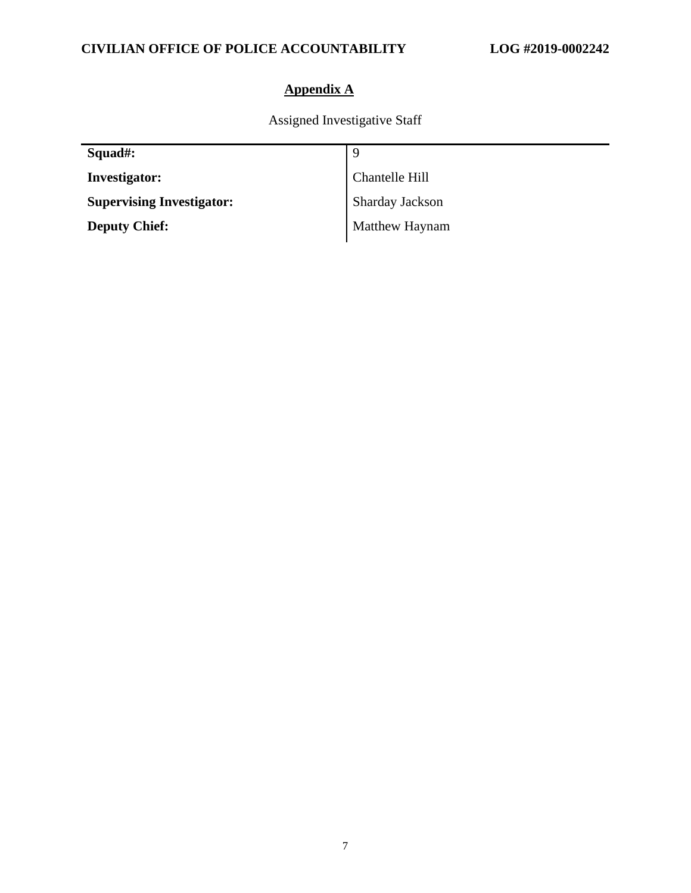## Appendix A

Assigned Investigative Staff

| | |
|---|---|
| **Squad#:** | 9 |
| **Investigator:** | Chantelle Hill |
| **Supervising Investigator:** | Sharday Jackson |
| **Deputy Chief:** | Matthew Haynam |